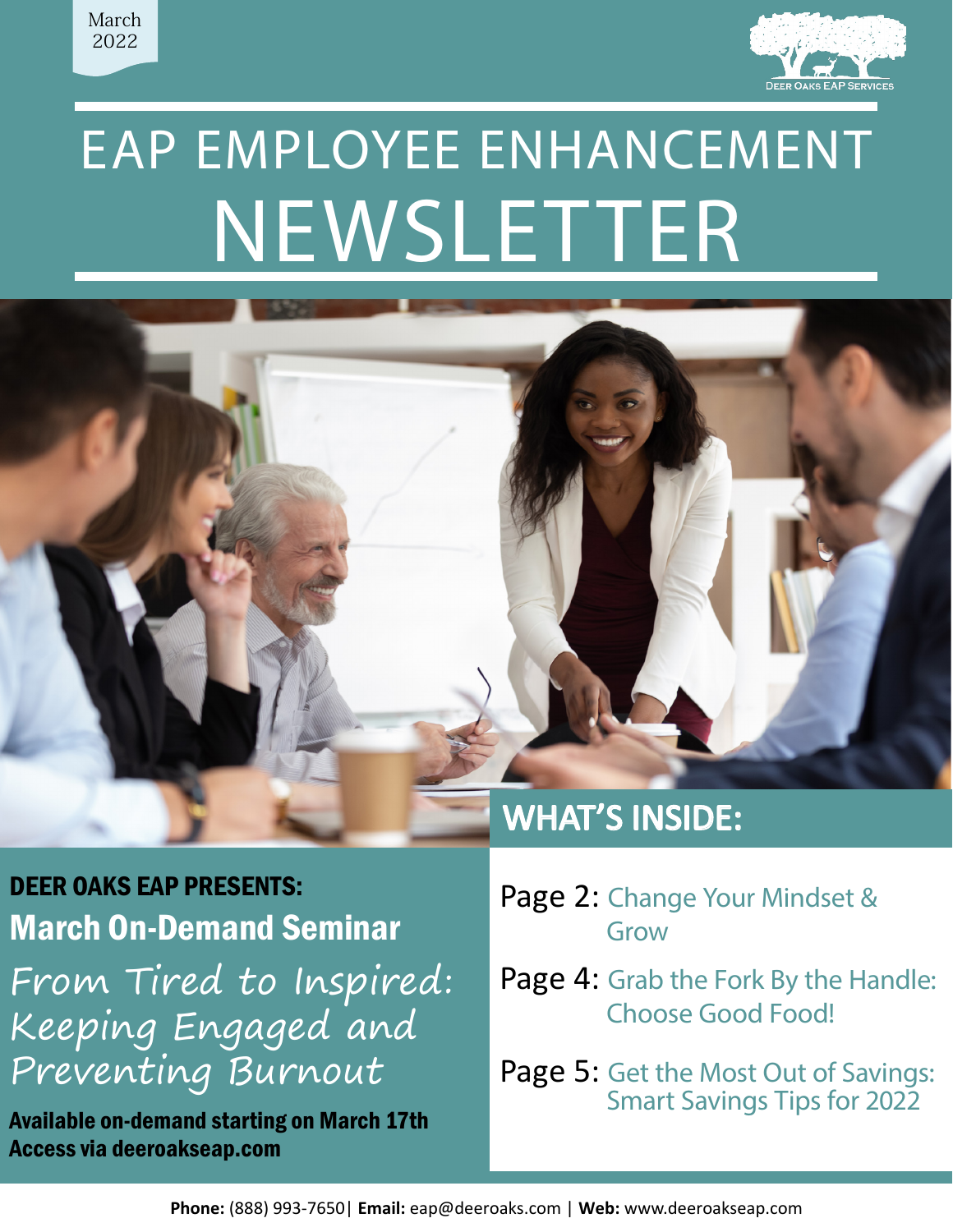March 2022

Deer Oaks EAP Services

# EAP EMPLOYEE ENHANCEMENT NEWSLETTER

**DEER OAKS EAP PRESENTS:**

## March On-Demand Seminar

*From Tired to Inspired: Keeping Engaged and Preventing Burnout*

**Available on-demand starting on March 17th**
**Access via deeroakseap.com**

## WHAT'S INSIDE:

- Page 2: Change Your Mindset & Grow
- Page 4: Grab the Fork By the Handle: Choose Good Food!
- Page 5: Get the Most Out of Savings: Smart Savings Tips for 2022

**Phone:** (888) 993-7650| **Email:** eap@deeroaks.com | **Web:** www.deeroakseap.com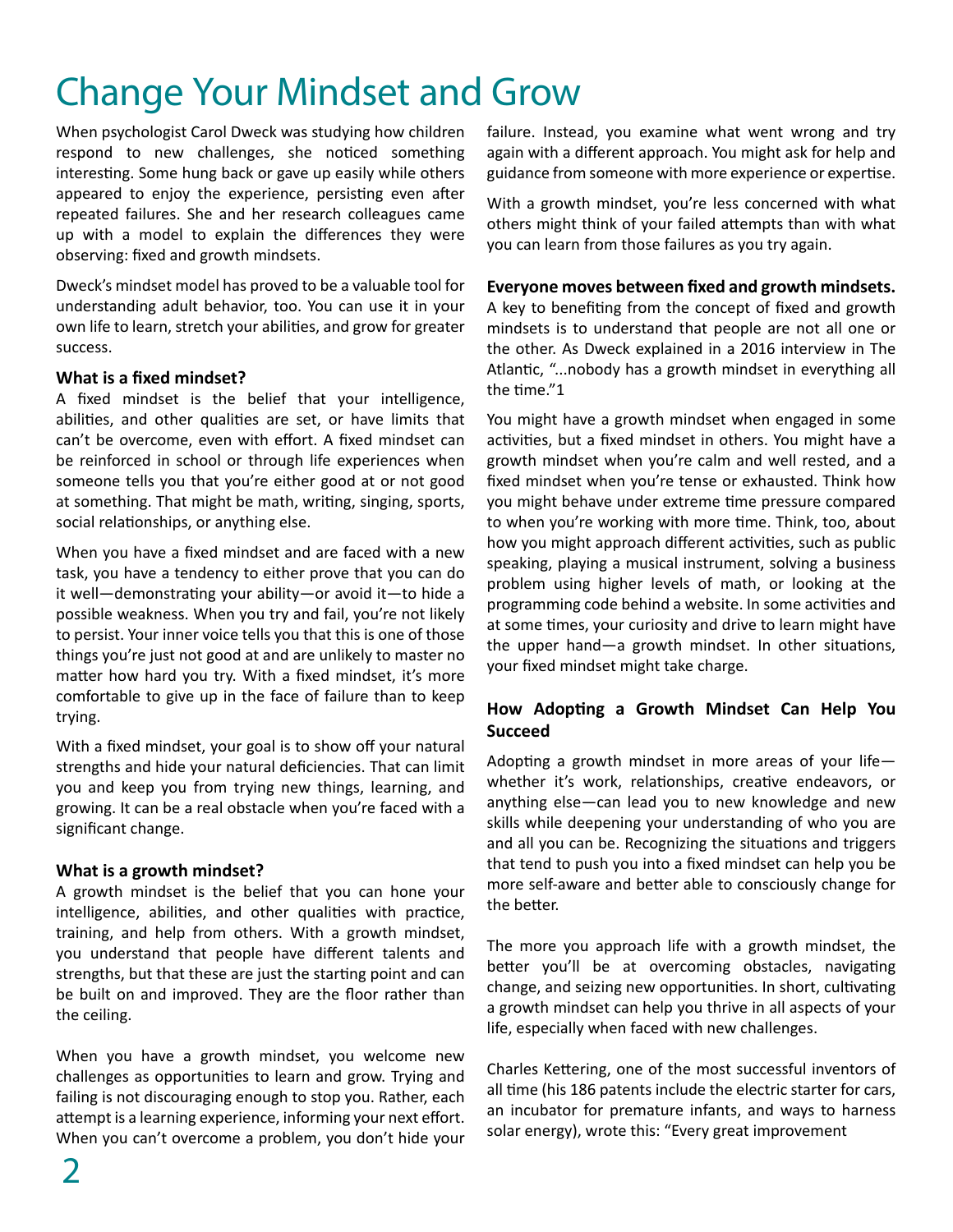# Change Your Mindset and Grow

When psychologist Carol Dweck was studying how children respond to new challenges, she noticed something interesting. Some hung back or gave up easily while others appeared to enjoy the experience, persisting even after repeated failures. She and her research colleagues came up with a model to explain the differences they were observing: fixed and growth mindsets.

Dweck's mindset model has proved to be a valuable tool for understanding adult behavior, too. You can use it in your own life to learn, stretch your abilities, and grow for greater success.

**What is a fixed mindset?**

A fixed mindset is the belief that your intelligence, abilities, and other qualities are set, or have limits that can't be overcome, even with effort. A fixed mindset can be reinforced in school or through life experiences when someone tells you that you're either good at or not good at something. That might be math, writing, singing, sports, social relationships, or anything else.

When you have a fixed mindset and are faced with a new task, you have a tendency to either prove that you can do it well—demonstrating your ability—or avoid it—to hide a possible weakness. When you try and fail, you're not likely to persist. Your inner voice tells you that this is one of those things you're just not good at and are unlikely to master no matter how hard you try. With a fixed mindset, it's more comfortable to give up in the face of failure than to keep trying.

With a fixed mindset, your goal is to show off your natural strengths and hide your natural deficiencies. That can limit you and keep you from trying new things, learning, and growing. It can be a real obstacle when you're faced with a significant change.

**What is a growth mindset?**

A growth mindset is the belief that you can hone your intelligence, abilities, and other qualities with practice, training, and help from others. With a growth mindset, you understand that people have different talents and strengths, but that these are just the starting point and can be built on and improved. They are the floor rather than the ceiling.

When you have a growth mindset, you welcome new challenges as opportunities to learn and grow. Trying and failing is not discouraging enough to stop you. Rather, each attempt is a learning experience, informing your next effort. When you can't overcome a problem, you don't hide your failure. Instead, you examine what went wrong and try again with a different approach. You might ask for help and guidance from someone with more experience or expertise.

With a growth mindset, you're less concerned with what others might think of your failed attempts than with what you can learn from those failures as you try again.

**Everyone moves between fixed and growth mindsets.**

A key to benefiting from the concept of fixed and growth mindsets is to understand that people are not all one or the other. As Dweck explained in a 2016 interview in The Atlantic, "...nobody has a growth mindset in everything all the time."[1]

You might have a growth mindset when engaged in some activities, but a fixed mindset in others. You might have a growth mindset when you're calm and well rested, and a fixed mindset when you're tense or exhausted. Think how you might behave under extreme time pressure compared to when you're working with more time. Think, too, about how you might approach different activities, such as public speaking, playing a musical instrument, solving a business problem using higher levels of math, or looking at the programming code behind a website. In some activities and at some times, your curiosity and drive to learn might have the upper hand—a growth mindset. In other situations, your fixed mindset might take charge.

**How Adopting a Growth Mindset Can Help You Succeed**

Adopting a growth mindset in more areas of your life—whether it's work, relationships, creative endeavors, or anything else—can lead you to new knowledge and new skills while deepening your understanding of who you are and all you can be. Recognizing the situations and triggers that tend to push you into a fixed mindset can help you be more self-aware and better able to consciously change for the better.

The more you approach life with a growth mindset, the better you'll be at overcoming obstacles, navigating change, and seizing new opportunities. In short, cultivating a growth mindset can help you thrive in all aspects of your life, especially when faced with new challenges.

Charles Kettering, one of the most successful inventors of all time (his 186 patents include the electric starter for cars, an incubator for premature infants, and ways to harness solar energy), wrote this: "Every great improvement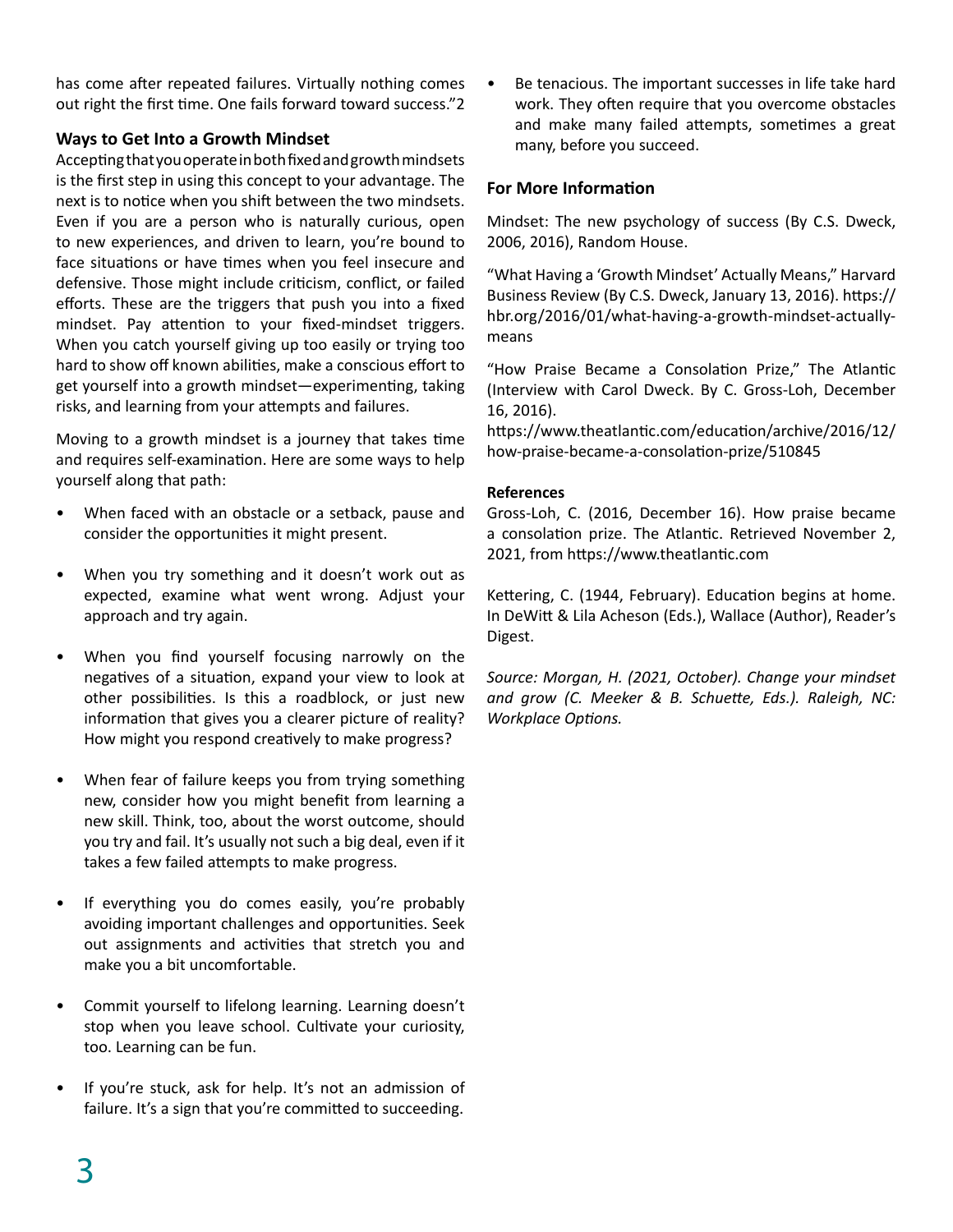has come after repeated failures. Virtually nothing comes out right the first time. One fails forward toward success."2

### Ways to Get Into a Growth Mindset

Accepting that you operate in both fixed and growth mindsets is the first step in using this concept to your advantage. The next is to notice when you shift between the two mindsets. Even if you are a person who is naturally curious, open to new experiences, and driven to learn, you're bound to face situations or have times when you feel insecure and defensive. Those might include criticism, conflict, or failed efforts. These are the triggers that push you into a fixed mindset. Pay attention to your fixed-mindset triggers. When you catch yourself giving up too easily or trying too hard to show off known abilities, make a conscious effort to get yourself into a growth mindset—experimenting, taking risks, and learning from your attempts and failures.

Moving to a growth mindset is a journey that takes time and requires self-examination. Here are some ways to help yourself along that path:

- When faced with an obstacle or a setback, pause and consider the opportunities it might present.
- When you try something and it doesn't work out as expected, examine what went wrong. Adjust your approach and try again.
- When you find yourself focusing narrowly on the negatives of a situation, expand your view to look at other possibilities. Is this a roadblock, or just new information that gives you a clearer picture of reality? How might you respond creatively to make progress?
- When fear of failure keeps you from trying something new, consider how you might benefit from learning a new skill. Think, too, about the worst outcome, should you try and fail. It's usually not such a big deal, even if it takes a few failed attempts to make progress.
- If everything you do comes easily, you're probably avoiding important challenges and opportunities. Seek out assignments and activities that stretch you and make you a bit uncomfortable.
- Commit yourself to lifelong learning. Learning doesn't stop when you leave school. Cultivate your curiosity, too. Learning can be fun.
- If you're stuck, ask for help. It's not an admission of failure. It's a sign that you're committed to succeeding.
- Be tenacious. The important successes in life take hard work. They often require that you overcome obstacles and make many failed attempts, sometimes a great many, before you succeed.

### For More Information

Mindset: The new psychology of success (By C.S. Dweck, 2006, 2016), Random House.

"What Having a 'Growth Mindset' Actually Means," Harvard Business Review (By C.S. Dweck, January 13, 2016). https://hbr.org/2016/01/what-having-a-growth-mindset-actually-means

"How Praise Became a Consolation Prize," The Atlantic (Interview with Carol Dweck. By C. Gross-Loh, December 16, 2016).
https://www.theatlantic.com/education/archive/2016/12/how-praise-became-a-consolation-prize/510845

#### References

Gross-Loh, C. (2016, December 16). How praise became a consolation prize. The Atlantic. Retrieved November 2, 2021, from https://www.theatlantic.com

Kettering, C. (1944, February). Education begins at home. In DeWitt & Lila Acheson (Eds.), Wallace (Author), Reader's Digest.

*Source: Morgan, H. (2021, October). Change your mindset and grow (C. Meeker & B. Schuette, Eds.). Raleigh, NC: Workplace Options.*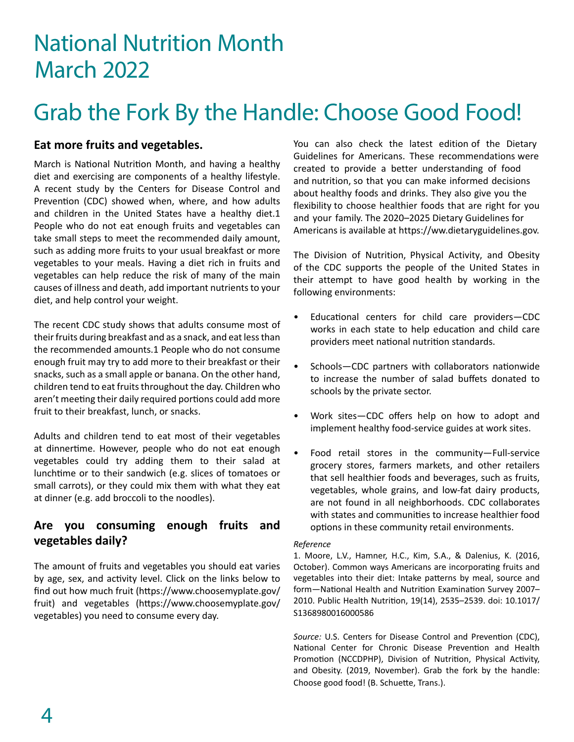# National Nutrition Month March 2022

# Grab the Fork By the Handle: Choose Good Food!

## Eat more fruits and vegetables.

March is National Nutrition Month, and having a healthy diet and exercising are components of a healthy lifestyle. A recent study by the Centers for Disease Control and Prevention (CDC) showed when, where, and how adults and children in the United States have a healthy diet.[1] People who do not eat enough fruits and vegetables can take small steps to meet the recommended daily amount, such as adding more fruits to your usual breakfast or more vegetables to your meals. Having a diet rich in fruits and vegetables can help reduce the risk of many of the main causes of illness and death, add important nutrients to your diet, and help control your weight.

The recent CDC study shows that adults consume most of their fruits during breakfast and as a snack, and eat less than the recommended amounts.[1] People who do not consume enough fruit may try to add more to their breakfast or their snacks, such as a small apple or banana. On the other hand, children tend to eat fruits throughout the day. Children who aren't meeting their daily required portions could add more fruit to their breakfast, lunch, or snacks.

Adults and children tend to eat most of their vegetables at dinnertime. However, people who do not eat enough vegetables could try adding them to their salad at lunchtime or to their sandwich (e.g. slices of tomatoes or small carrots), or they could mix them with what they eat at dinner (e.g. add broccoli to the noodles).

## Are you consuming enough fruits and vegetables daily?

The amount of fruits and vegetables you should eat varies by age, sex, and activity level. Click on the links below to find out how much fruit (https://www.choosemyplate.gov/fruit) and vegetables (https://www.choosemyplate.gov/vegetables) you need to consume every day.

You can also check the latest edition of the Dietary Guidelines for Americans. These recommendations were created to provide a better understanding of food and nutrition, so that you can make informed decisions about healthy foods and drinks. They also give you the flexibility to choose healthier foods that are right for you and your family. The 2020–2025 Dietary Guidelines for Americans is available at https://ww.dietaryguidelines.gov.

The Division of Nutrition, Physical Activity, and Obesity of the CDC supports the people of the United States in their attempt to have good health by working in the following environments:

- Educational centers for child care providers—CDC works in each state to help education and child care providers meet national nutrition standards.
- Schools—CDC partners with collaborators nationwide to increase the number of salad buffets donated to schools by the private sector.
- Work sites—CDC offers help on how to adopt and implement healthy food-service guides at work sites.
- Food retail stores in the community—Full-service grocery stores, farmers markets, and other retailers that sell healthier foods and beverages, such as fruits, vegetables, whole grains, and low-fat dairy products, are not found in all neighborhoods. CDC collaborates with states and communities to increase healthier food options in these community retail environments.

*Reference*

1. Moore, L.V., Hamner, H.C., Kim, S.A., & Dalenius, K. (2016, October). Common ways Americans are incorporating fruits and vegetables into their diet: Intake patterns by meal, source and form—National Health and Nutrition Examination Survey 2007–2010. Public Health Nutrition, 19(14), 2535–2539. doi: 10.1017/S1368980016000586

*Source:* U.S. Centers for Disease Control and Prevention (CDC), National Center for Chronic Disease Prevention and Health Promotion (NCCDPHP), Division of Nutrition, Physical Activity, and Obesity. (2019, November). Grab the fork by the handle: Choose good food! (B. Schuette, Trans.).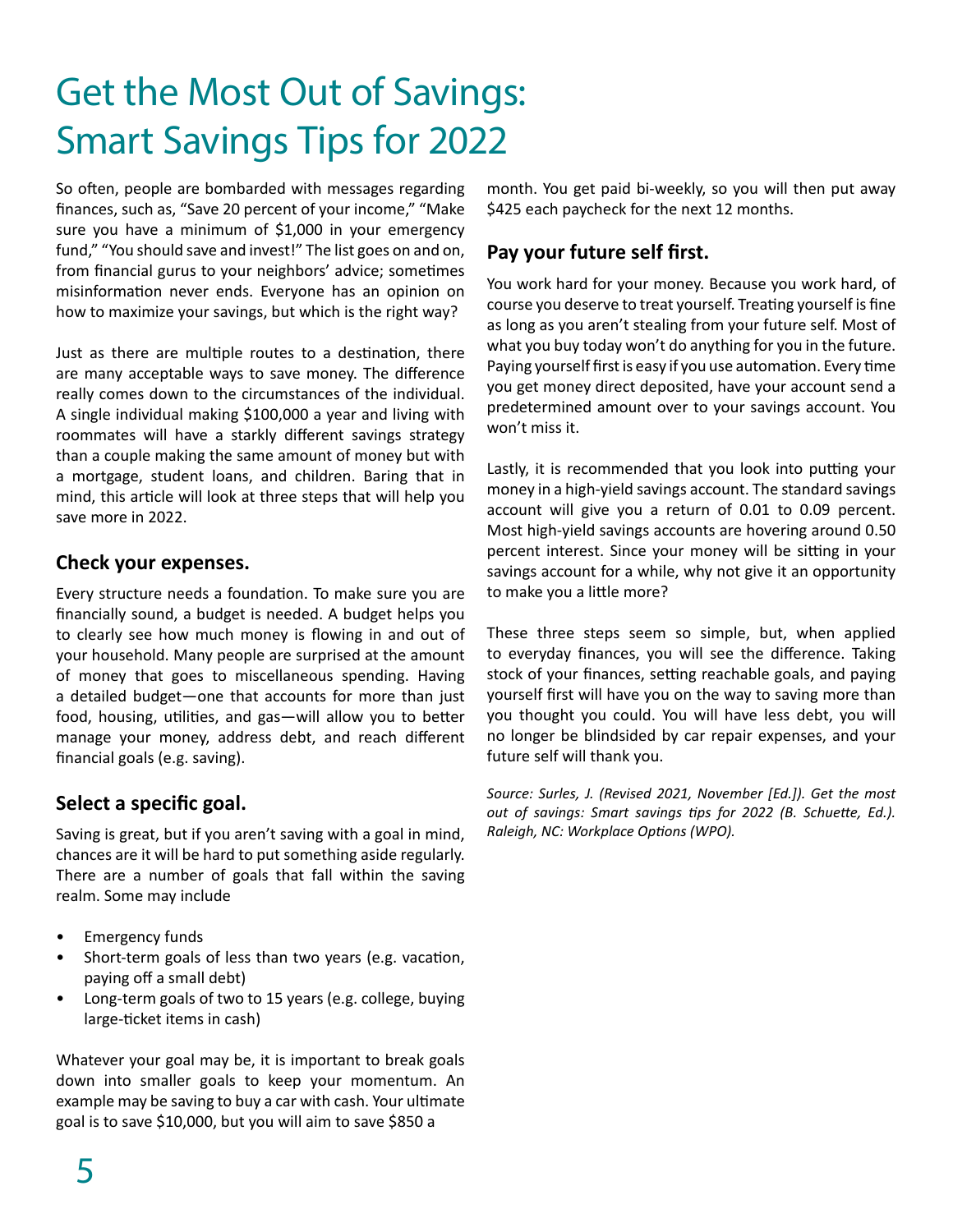# Get the Most Out of Savings: Smart Savings Tips for 2022

So often, people are bombarded with messages regarding finances, such as, "Save 20 percent of your income," "Make sure you have a minimum of $1,000 in your emergency fund," "You should save and invest!" The list goes on and on, from financial gurus to your neighbors' advice; sometimes misinformation never ends. Everyone has an opinion on how to maximize your savings, but which is the right way?

Just as there are multiple routes to a destination, there are many acceptable ways to save money. The difference really comes down to the circumstances of the individual. A single individual making $100,000 a year and living with roommates will have a starkly different savings strategy than a couple making the same amount of money but with a mortgage, student loans, and children. Baring that in mind, this article will look at three steps that will help you save more in 2022.

## Check your expenses.

Every structure needs a foundation. To make sure you are financially sound, a budget is needed. A budget helps you to clearly see how much money is flowing in and out of your household. Many people are surprised at the amount of money that goes to miscellaneous spending. Having a detailed budget—one that accounts for more than just food, housing, utilities, and gas—will allow you to better manage your money, address debt, and reach different financial goals (e.g. saving).

## Select a specific goal.

Saving is great, but if you aren't saving with a goal in mind, chances are it will be hard to put something aside regularly. There are a number of goals that fall within the saving realm. Some may include

- Emergency funds
- Short-term goals of less than two years (e.g. vacation, paying off a small debt)
- Long-term goals of two to 15 years (e.g. college, buying large-ticket items in cash)

Whatever your goal may be, it is important to break goals down into smaller goals to keep your momentum. An example may be saving to buy a car with cash. Your ultimate goal is to save $10,000, but you will aim to save $850 a month. You get paid bi-weekly, so you will then put away $425 each paycheck for the next 12 months.

## Pay your future self first.

You work hard for your money. Because you work hard, of course you deserve to treat yourself. Treating yourself is fine as long as you aren't stealing from your future self. Most of what you buy today won't do anything for you in the future. Paying yourself first is easy if you use automation. Every time you get money direct deposited, have your account send a predetermined amount over to your savings account. You won't miss it.

Lastly, it is recommended that you look into putting your money in a high-yield savings account. The standard savings account will give you a return of 0.01 to 0.09 percent. Most high-yield savings accounts are hovering around 0.50 percent interest. Since your money will be sitting in your savings account for a while, why not give it an opportunity to make you a little more?

These three steps seem so simple, but, when applied to everyday finances, you will see the difference. Taking stock of your finances, setting reachable goals, and paying yourself first will have you on the way to saving more than you thought you could. You will have less debt, you will no longer be blindsided by car repair expenses, and your future self will thank you.

*Source: Surles, J. (Revised 2021, November [Ed.]). Get the most out of savings: Smart savings tips for 2022 (B. Schuette, Ed.). Raleigh, NC: Workplace Options (WPO).*